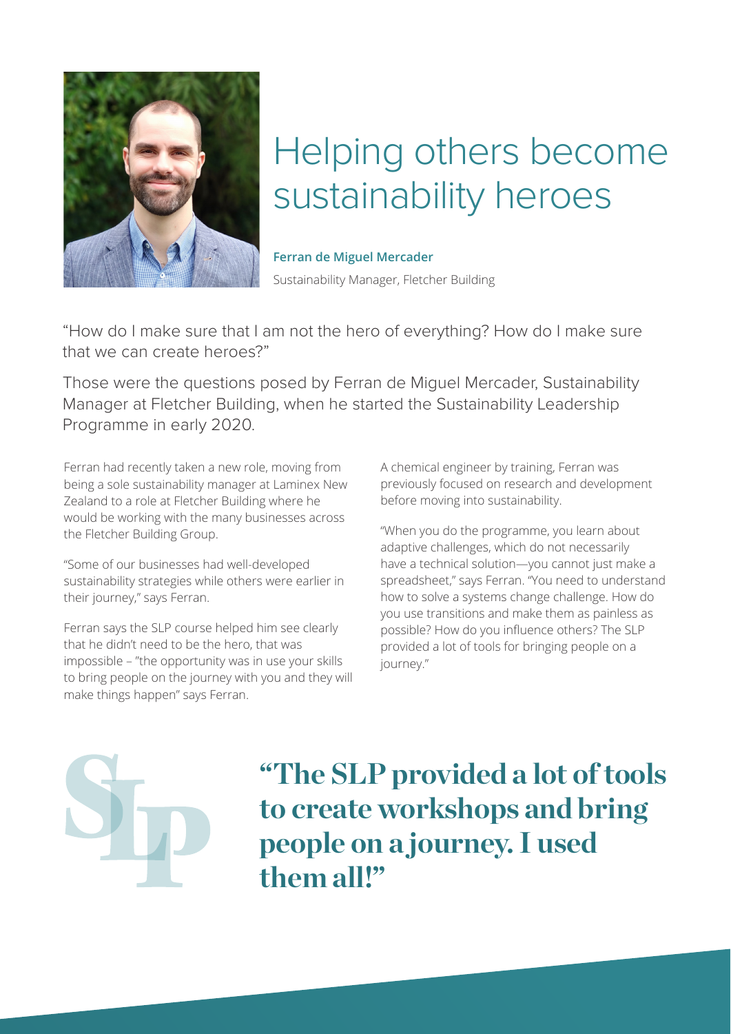# Helping others become sustainability heroes

**Ferran de Miguel Mercader**

Sustainability Manager, Fletcher Building

"How do I make sure that I am not the hero of everything? How do I make sure that we can create heroes?"

Those were the questions posed by Ferran de Miguel Mercader, Sustainability Manager at Fletcher Building, when he started the Sustainability Leadership Programme in early 2020.

Ferran had recently taken a new role, moving from being a sole sustainability manager at Laminex New Zealand to a role at Fletcher Building where he would be working with the many businesses across the Fletcher Building Group.

"Some of our businesses had well-developed sustainability strategies while others were earlier in their journey," says Ferran.

Ferran says the SLP course helped him see clearly that he didn't need to be the hero, that was impossible – "the opportunity was in use your skills to bring people on the journey with you and they will make things happen" says Ferran.

A chemical engineer by training, Ferran was previously focused on research and development before moving into sustainability.

"When you do the programme, you learn about adaptive challenges, which do not necessarily have a technical solution—you cannot just make a spreadsheet," says Ferran. "You need to understand how to solve a systems change challenge. How do you use transitions and make them as painless as possible? How do you influence others? The SLP provided a lot of tools for bringing people on a journey."

**"The SLP provided a lot of tools to create workshops and bring people on a journey. I used them all!"**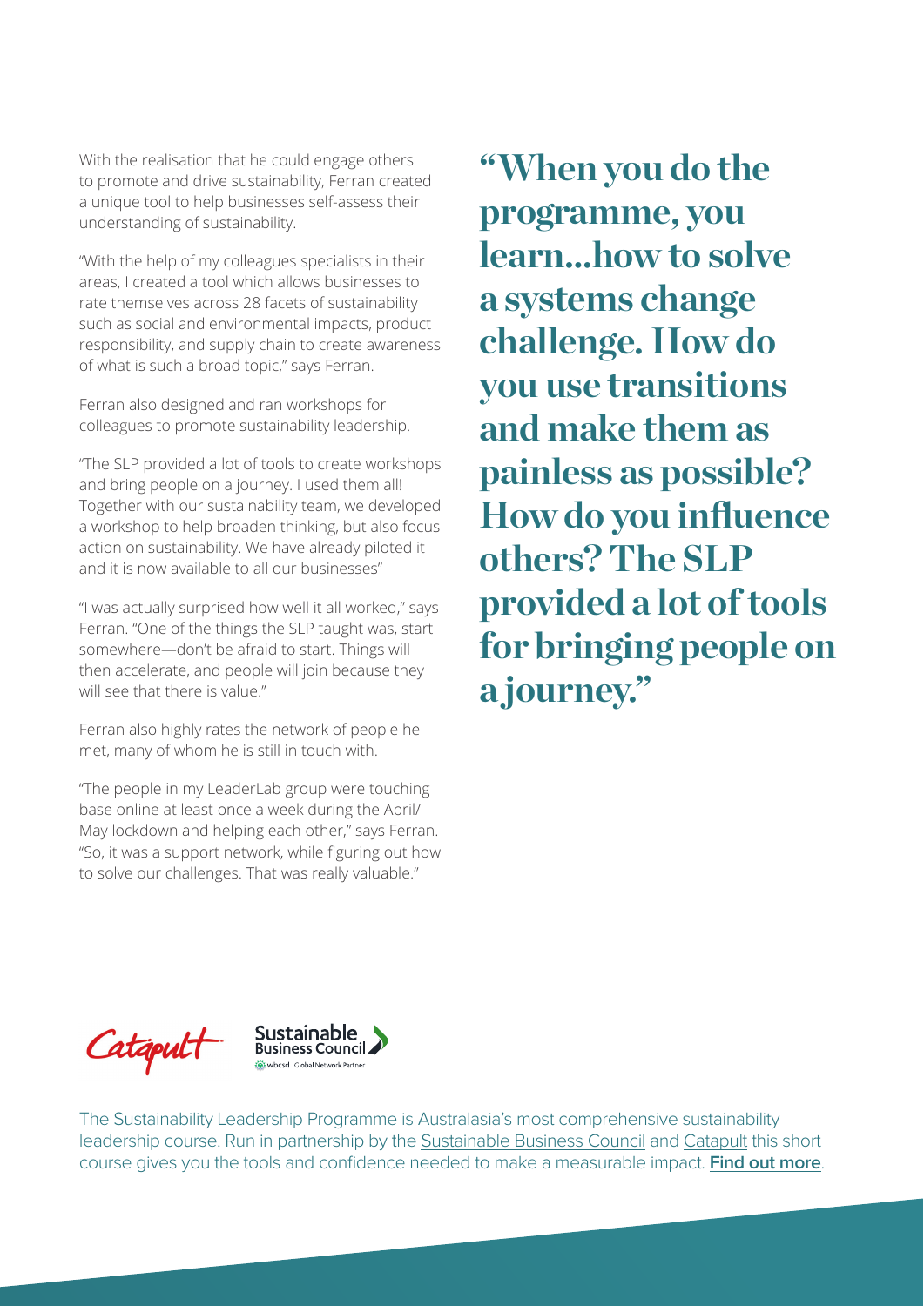With the realisation that he could engage others to promote and drive sustainability, Ferran created a unique tool to help businesses self-assess their understanding of sustainability.

"With the help of my colleagues specialists in their areas, I created a tool which allows businesses to rate themselves across 28 facets of sustainability such as social and environmental impacts, product responsibility, and supply chain to create awareness of what is such a broad topic," says Ferran.

Ferran also designed and ran workshops for colleagues to promote sustainability leadership.

"The SLP provided a lot of tools to create workshops and bring people on a journey. I used them all! Together with our sustainability team, we developed a workshop to help broaden thinking, but also focus action on sustainability. We have already piloted it and it is now available to all our businesses"

"I was actually surprised how well it all worked," says Ferran. "One of the things the SLP taught was, start somewhere—don't be afraid to start. Things will then accelerate, and people will join because they will see that there is value."

Ferran also highly rates the network of people he met, many of whom he is still in touch with.

"The people in my LeaderLab group were touching base online at least once a week during the April/May lockdown and helping each other," says Ferran. "So, it was a support network, while figuring out how to solve our challenges. That was really valuable."

## "When you do the programme, you learn...how to solve a systems change challenge. How do you use transitions and make them as painless as possible? How do you influence others? The SLP provided a lot of tools for bringing people on a journey."

Catapult

Sustainable Business Council
wbcsd Global Network Partner

The Sustainability Leadership Programme is Australasia's most comprehensive sustainability leadership course. Run in partnership by the Sustainable Business Council and Catapult this short course gives you the tools and confidence needed to make a measurable impact. **Find out more**.